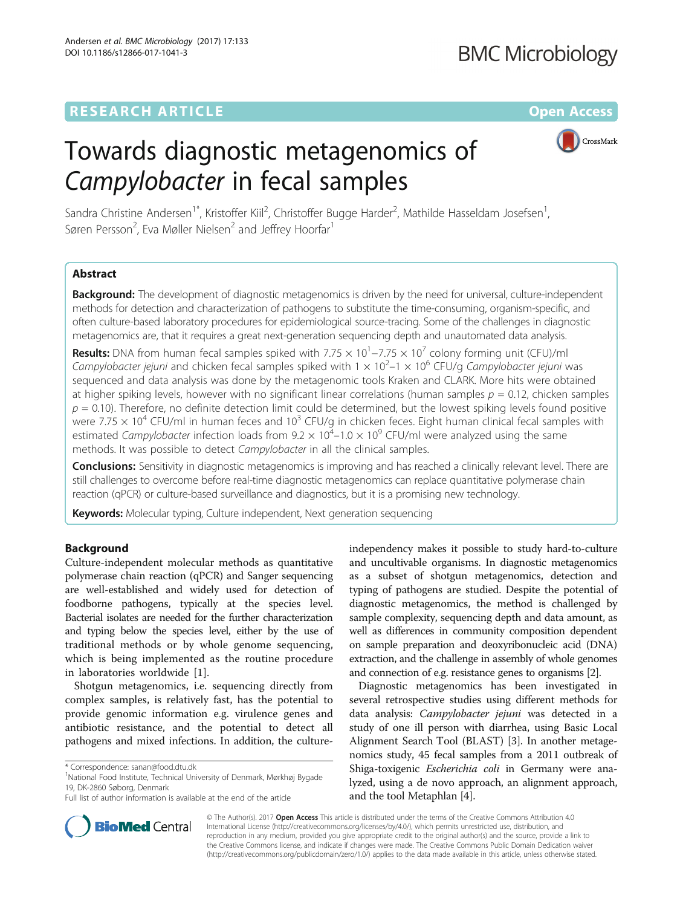RESEARCH ARTICLE

Open Access

# Towards diagnostic metagenomics of *Campylobacter* in fecal samples

Sandra Christine Andersen[1*], Kristoffer Kiil[2], Christoffer Bugge Harder[2], Mathilde Hasseldam Josefsen[1], Søren Persson[2], Eva Møller Nielsen[2] and Jeffrey Hoorfar[1]

## Abstract

**Background:** The development of diagnostic metagenomics is driven by the need for universal, culture-independent methods for detection and characterization of pathogens to substitute the time-consuming, organism-specific, and often culture-based laboratory procedures for epidemiological source-tracing. Some of the challenges in diagnostic metagenomics are, that it requires a great next-generation sequencing depth and unautomated data analysis.

**Results:** DNA from human fecal samples spiked with $7.75 \times 10^1$–$7.75 \times 10^7$ colony forming unit (CFU)/ml *Campylobacter jejuni* and chicken fecal samples spiked with $1 \times 10^2$–$1 \times 10^6$ CFU/g *Campylobacter jejuni* was sequenced and data analysis was done by the metagenomic tools Kraken and CLARK. More hits were obtained at higher spiking levels, however with no significant linear correlations (human samples $p = 0.12$, chicken samples $p = 0.10$). Therefore, no definite detection limit could be determined, but the lowest spiking levels found positive were $7.75 \times 10^4$ CFU/ml in human feces and $10^3$ CFU/g in chicken feces. Eight human clinical fecal samples with estimated *Campylobacter* infection loads from $9.2 \times 10^4$–$1.0 \times 10^9$ CFU/ml were analyzed using the same methods. It was possible to detect *Campylobacter* in all the clinical samples.

**Conclusions:** Sensitivity in diagnostic metagenomics is improving and has reached a clinically relevant level. There are still challenges to overcome before real-time diagnostic metagenomics can replace quantitative polymerase chain reaction (qPCR) or culture-based surveillance and diagnostics, but it is a promising new technology.

**Keywords:** Molecular typing, Culture independent, Next generation sequencing

## Background

Culture-independent molecular methods as quantitative polymerase chain reaction (qPCR) and Sanger sequencing are well-established and widely used for detection of foodborne pathogens, typically at the species level. Bacterial isolates are needed for the further characterization and typing below the species level, either by the use of traditional methods or by whole genome sequencing, which is being implemented as the routine procedure in laboratories worldwide [1].

Shotgun metagenomics, i.e. sequencing directly from complex samples, is relatively fast, has the potential to provide genomic information e.g. virulence genes and antibiotic resistance, and the potential to detect all pathogens and mixed infections. In addition, the culture-independency makes it possible to study hard-to-culture and uncultivable organisms. In diagnostic metagenomics as a subset of shotgun metagenomics, detection and typing of pathogens are studied. Despite the potential of diagnostic metagenomics, the method is challenged by sample complexity, sequencing depth and data amount, as well as differences in community composition dependent on sample preparation and deoxyribonucleic acid (DNA) extraction, and the challenge in assembly of whole genomes and connection of e.g. resistance genes to organisms [2].

Diagnostic metagenomics has been investigated in several retrospective studies using different methods for data analysis: *Campylobacter jejuni* was detected in a study of one ill person with diarrhea, using Basic Local Alignment Search Tool (BLAST) [3]. In another metagenomics study, 45 fecal samples from a 2011 outbreak of Shiga-toxigenic *Escherichia coli* in Germany were analyzed, using a de novo approach, an alignment approach, and the tool Metaphlan [4].

\* Correspondence: sanan@food.dtu.dk
[1]National Food Institute, Technical University of Denmark, Mørkhøj Bygade 19, DK-2860 Søborg, Denmark
Full list of author information is available at the end of the article

© The Author(s). 2017 **Open Access** This article is distributed under the terms of the Creative Commons Attribution 4.0 International License (http://creativecommons.org/licenses/by/4.0/), which permits unrestricted use, distribution, and reproduction in any medium, provided you give appropriate credit to the original author(s) and the source, provide a link to the Creative Commons license, and indicate if changes were made. The Creative Commons Public Domain Dedication waiver (http://creativecommons.org/publicdomain/zero/1.0/) applies to the data made available in this article, unless otherwise stated.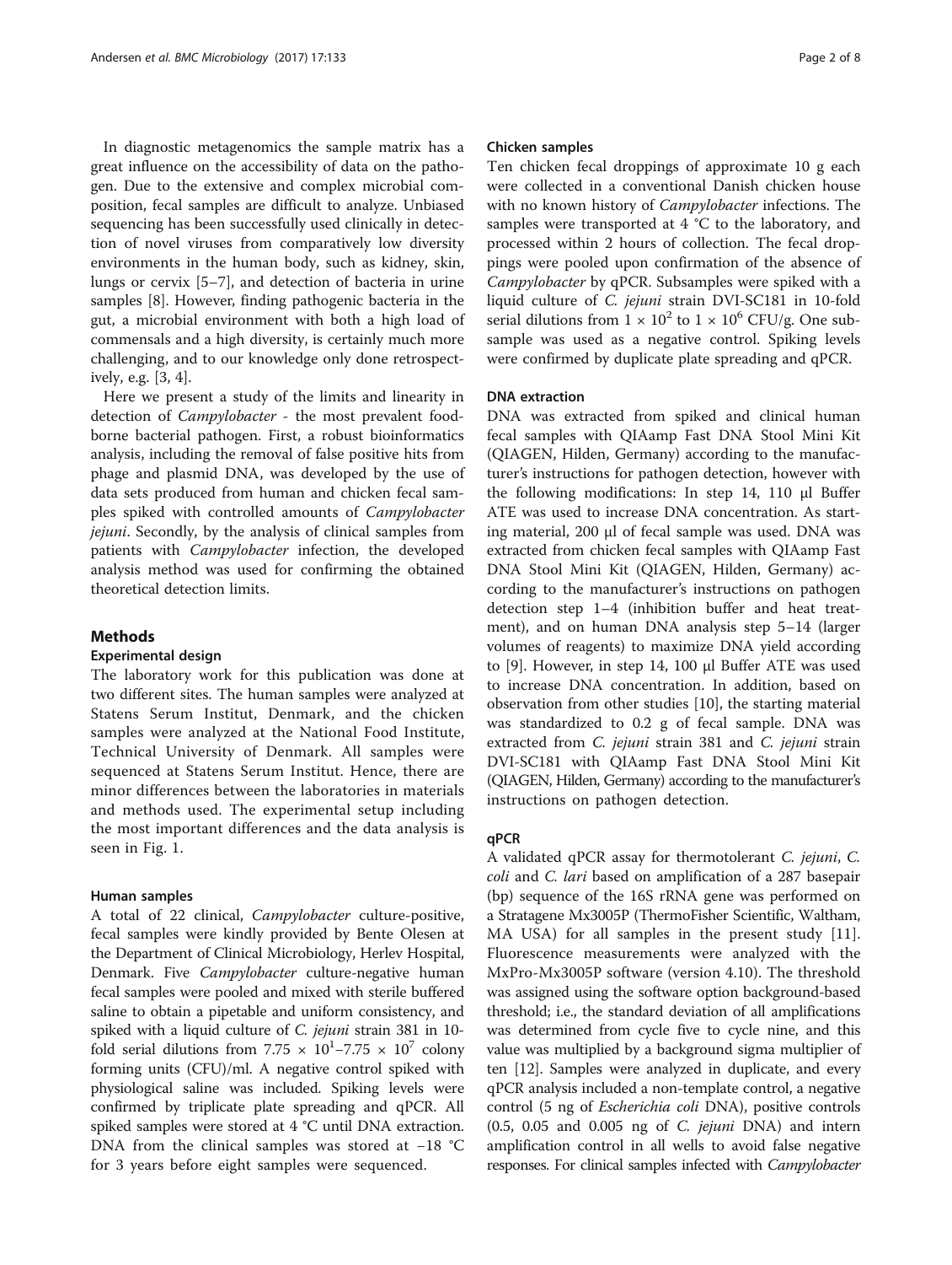In diagnostic metagenomics the sample matrix has a great influence on the accessibility of data on the pathogen. Due to the extensive and complex microbial composition, fecal samples are difficult to analyze. Unbiased sequencing has been successfully used clinically in detection of novel viruses from comparatively low diversity environments in the human body, such as kidney, skin, lungs or cervix [5–7], and detection of bacteria in urine samples [8]. However, finding pathogenic bacteria in the gut, a microbial environment with both a high load of commensals and a high diversity, is certainly much more challenging, and to our knowledge only done retrospectively, e.g. [3, 4].

Here we present a study of the limits and linearity in detection of *Campylobacter* - the most prevalent foodborne bacterial pathogen. First, a robust bioinformatics analysis, including the removal of false positive hits from phage and plasmid DNA, was developed by the use of data sets produced from human and chicken fecal samples spiked with controlled amounts of *Campylobacter jejuni*. Secondly, by the analysis of clinical samples from patients with *Campylobacter* infection, the developed analysis method was used for confirming the obtained theoretical detection limits.

## Methods

### Experimental design

The laboratory work for this publication was done at two different sites. The human samples were analyzed at Statens Serum Institut, Denmark, and the chicken samples were analyzed at the National Food Institute, Technical University of Denmark. All samples were sequenced at Statens Serum Institut. Hence, there are minor differences between the laboratories in materials and methods used. The experimental setup including the most important differences and the data analysis is seen in Fig. 1.

#### Human samples

A total of 22 clinical, *Campylobacter* culture-positive, fecal samples were kindly provided by Bente Olesen at the Department of Clinical Microbiology, Herlev Hospital, Denmark. Five *Campylobacter* culture-negative human fecal samples were pooled and mixed with sterile buffered saline to obtain a pipetable and uniform consistency, and spiked with a liquid culture of *C. jejuni* strain 381 in 10-fold serial dilutions from $7.75 \times 10^1$–$7.75 \times 10^7$ colony forming units (CFU)/ml. A negative control spiked with physiological saline was included. Spiking levels were confirmed by triplicate plate spreading and qPCR. All spiked samples were stored at 4 °C until DNA extraction. DNA from the clinical samples was stored at −18 °C for 3 years before eight samples were sequenced.

#### Chicken samples

Ten chicken fecal droppings of approximate 10 g each were collected in a conventional Danish chicken house with no known history of *Campylobacter* infections. The samples were transported at 4 °C to the laboratory, and processed within 2 hours of collection. The fecal droppings were pooled upon confirmation of the absence of *Campylobacter* by qPCR. Subsamples were spiked with a liquid culture of *C. jejuni* strain DVI-SC181 in 10-fold serial dilutions from $1 \times 10^2$ to $1 \times 10^6$ CFU/g. One subsample was used as a negative control. Spiking levels were confirmed by duplicate plate spreading and qPCR.

#### DNA extraction

DNA was extracted from spiked and clinical human fecal samples with QIAamp Fast DNA Stool Mini Kit (QIAGEN, Hilden, Germany) according to the manufacturer's instructions for pathogen detection, however with the following modifications: In step 14, 110 μl Buffer ATE was used to increase DNA concentration. As starting material, 200 μl of fecal sample was used. DNA was extracted from chicken fecal samples with QIAamp Fast DNA Stool Mini Kit (QIAGEN, Hilden, Germany) according to the manufacturer's instructions on pathogen detection step 1–4 (inhibition buffer and heat treatment), and on human DNA analysis step 5–14 (larger volumes of reagents) to maximize DNA yield according to [9]. However, in step 14, 100 μl Buffer ATE was used to increase DNA concentration. In addition, based on observation from other studies [10], the starting material was standardized to 0.2 g of fecal sample. DNA was extracted from *C. jejuni* strain 381 and *C. jejuni* strain DVI-SC181 with QIAamp Fast DNA Stool Mini Kit (QIAGEN, Hilden, Germany) according to the manufacturer's instructions on pathogen detection.

#### qPCR

A validated qPCR assay for thermotolerant *C. jejuni*, *C. coli* and *C. lari* based on amplification of a 287 basepair (bp) sequence of the 16S rRNA gene was performed on a Stratagene Mx3005P (ThermoFisher Scientific, Waltham, MA USA) for all samples in the present study [11]. Fluorescence measurements were analyzed with the MxPro-Mx3005P software (version 4.10). The threshold was assigned using the software option background-based threshold; i.e., the standard deviation of all amplifications was determined from cycle five to cycle nine, and this value was multiplied by a background sigma multiplier of ten [12]. Samples were analyzed in duplicate, and every qPCR analysis included a non-template control, a negative control (5 ng of *Escherichia coli* DNA), positive controls (0.5, 0.05 and 0.005 ng of *C. jejuni* DNA) and intern amplification control in all wells to avoid false negative responses. For clinical samples infected with *Campylobacter*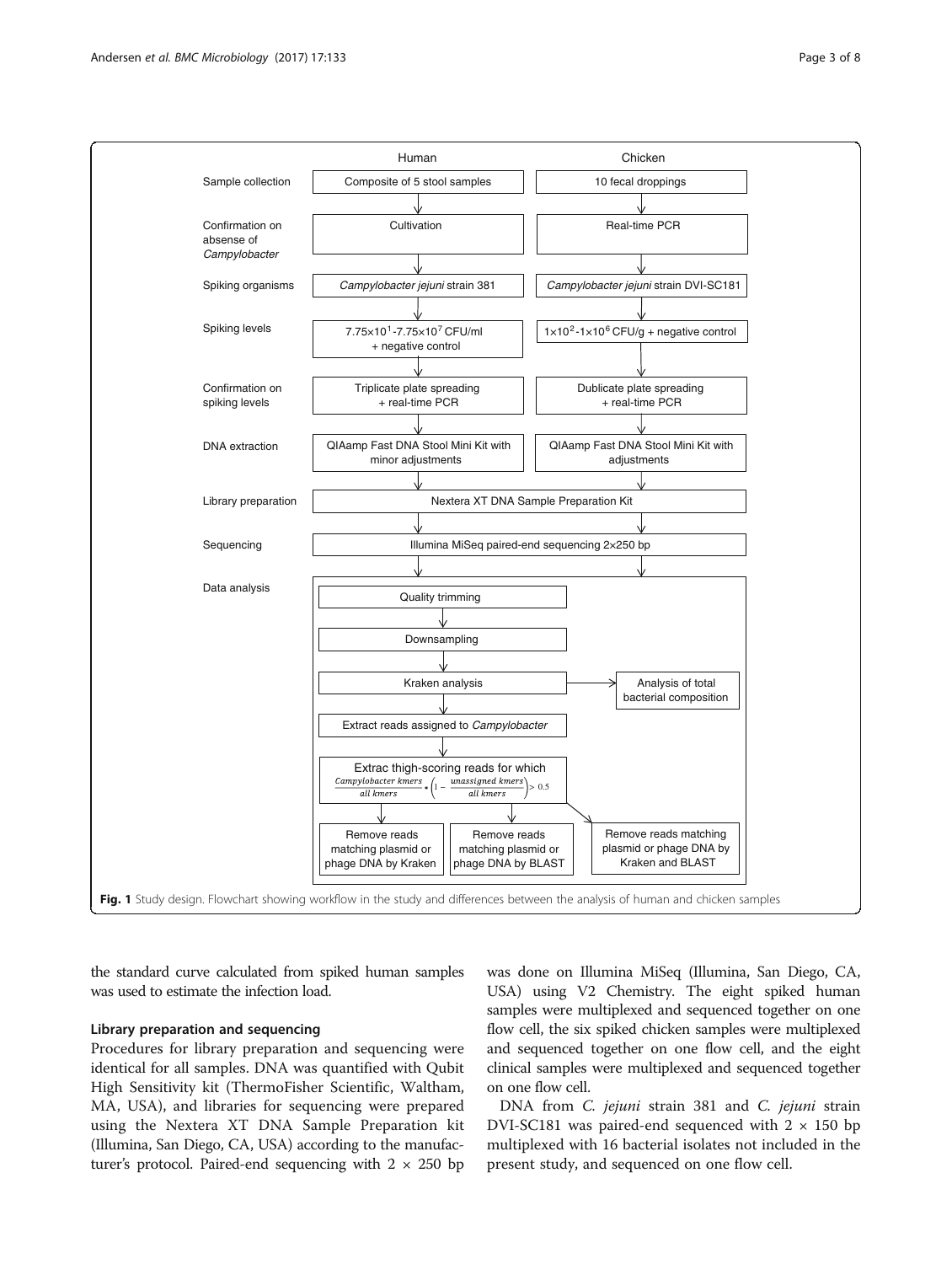| | Human | Chicken |
|---|---|---|
| Sample collection | Composite of 5 stool samples | 10 fecal droppings |
| Confirmation on absense of *Campylobacter* | Cultivation | Real-time PCR |
| Spiking organisms | *Campylobacter jejuni* strain 381 | *Campylobacter jejuni* strain DVI-SC181 |
| Spiking levels | $7.75\times10^1$-$7.75\times10^7$ CFU/ml + negative control | $1\times10^2$-$1\times10^6$ CFU/g + negative control |
| Confirmation on spiking levels | Triplicate plate spreading + real-time PCR | Dublicate plate spreading + real-time PCR |
| DNA extraction | QIAamp Fast DNA Stool Mini Kit with minor adjustments | QIAamp Fast DNA Stool Mini Kit with adjustments |
| Library preparation | Nextera XT DNA Sample Preparation Kit | |
| Sequencing | Illumina MiSeq paired-end sequencing 2×250 bp | |
| Data analysis | Quality trimming → Downsampling → Kraken analysis (→ Analysis of total bacterial composition) → Extract reads assigned to *Campylobacter* → Extrac thigh-scoring reads for which $\frac{Campylobacter\ kmers}{all\ kmers} * \left(1 - \frac{unassigned\ kmers}{all\ kmers}\right) > 0.5$ → Remove reads matching plasmid or phage DNA by Kraken / Remove reads matching plasmid or phage DNA by BLAST / Remove reads matching plasmid or phage DNA by Kraken and BLAST | |

**Fig. 1** Study design. Flowchart showing workflow in the study and differences between the analysis of human and chicken samples

the standard curve calculated from spiked human samples was used to estimate the infection load.

### Library preparation and sequencing

Procedures for library preparation and sequencing were identical for all samples. DNA was quantified with Qubit High Sensitivity kit (ThermoFisher Scientific, Waltham, MA, USA), and libraries for sequencing were prepared using the Nextera XT DNA Sample Preparation kit (Illumina, San Diego, CA, USA) according to the manufacturer's protocol. Paired-end sequencing with 2 × 250 bp was done on Illumina MiSeq (Illumina, San Diego, CA, USA) using V2 Chemistry. The eight spiked human samples were multiplexed and sequenced together on one flow cell, the six spiked chicken samples were multiplexed and sequenced together on one flow cell, and the eight clinical samples were multiplexed and sequenced together on one flow cell.

DNA from *C. jejuni* strain 381 and *C. jejuni* strain DVI-SC181 was paired-end sequenced with 2 × 150 bp multiplexed with 16 bacterial isolates not included in the present study, and sequenced on one flow cell.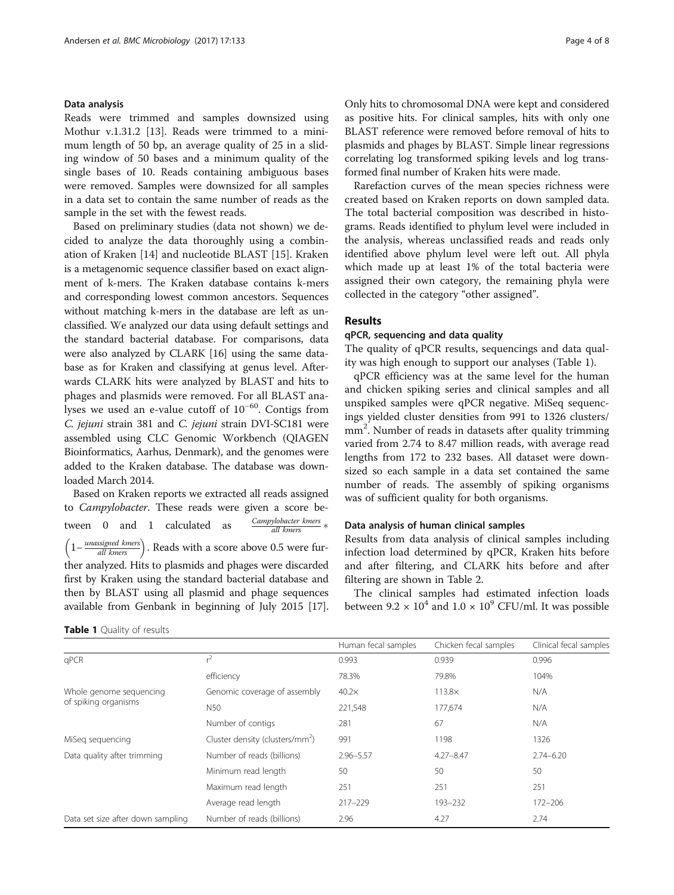### Data analysis

Reads were trimmed and samples downsized using Mothur v.1.31.2 [13]. Reads were trimmed to a minimum length of 50 bp, an average quality of 25 in a sliding window of 50 bases and a minimum quality of the single bases of 10. Reads containing ambiguous bases were removed. Samples were downsized for all samples in a data set to contain the same number of reads as the sample in the set with the fewest reads.

Based on preliminary studies (data not shown) we decided to analyze the data thoroughly using a combination of Kraken [14] and nucleotide BLAST [15]. Kraken is a metagenomic sequence classifier based on exact alignment of k-mers. The Kraken database contains k-mers and corresponding lowest common ancestors. Sequences without matching k-mers in the database are left as unclassified. We analyzed our data using default settings and the standard bacterial database. For comparisons, data were also analyzed by CLARK [16] using the same database as for Kraken and classifying at genus level. Afterwards CLARK hits were analyzed by BLAST and hits to phages and plasmids were removed. For all BLAST analyses we used an e-value cutoff of $10^{-60}$. Contigs from *C. jejuni* strain 381 and *C. jejuni* strain DVI-SC181 were assembled using CLC Genomic Workbench (QIAGEN Bioinformatics, Aarhus, Denmark), and the genomes were added to the Kraken database. The database was downloaded March 2014.

Based on Kraken reports we extracted all reads assigned to *Campylobacter*. These reads were given a score between 0 and 1 calculated as $\frac{Campylobacter\ kmers}{all\ kmers} * \left(1-\frac{unassigned\ kmers}{all\ kmers}\right)$. Reads with a score above 0.5 were further analyzed. Hits to plasmids and phages were discarded first by Kraken using the standard bacterial database and then by BLAST using all plasmid and phage sequences available from Genbank in beginning of July 2015 [17]. Only hits to chromosomal DNA were kept and considered as positive hits. For clinical samples, hits with only one BLAST reference were removed before removal of hits to plasmids and phages by BLAST. Simple linear regressions correlating log transformed spiking levels and log transformed final number of Kraken hits were made.

Rarefaction curves of the mean species richness were created based on Kraken reports on down sampled data. The total bacterial composition was described in histograms. Reads identified to phylum level were included in the analysis, whereas unclassified reads and reads only identified above phylum level were left out. All phyla which made up at least 1% of the total bacteria were assigned their own category, the remaining phyla were collected in the category "other assigned".

## Results

### qPCR, sequencing and data quality

The quality of qPCR results, sequencings and data quality was high enough to support our analyses (Table 1).

qPCR efficiency was at the same level for the human and chicken spiking series and clinical samples and all unspiked samples were qPCR negative. MiSeq sequencings yielded cluster densities from 991 to 1326 clusters/mm$^2$. Number of reads in datasets after quality trimming varied from 2.74 to 8.47 million reads, with average read lengths from 172 to 232 bases. All dataset were downsized so each sample in a data set contained the same number of reads. The assembly of spiking organisms was of sufficient quality for both organisms.

### Data analysis of human clinical samples

Results from data analysis of clinical samples including infection load determined by qPCR, Kraken hits before and after filtering, and CLARK hits before and after filtering are shown in Table 2.

The clinical samples had estimated infection loads between $9.2 \times 10^4$ and $1.0 \times 10^9$ CFU/ml. It was possible

**Table 1** Quality of results

| | | Human fecal samples | Chicken fecal samples | Clinical fecal samples |
|---|---|---|---|---|
| qPCR | $r^2$ | 0.993 | 0.939 | 0.996 |
| | efficiency | 78.3% | 79.8% | 104% |
| Whole genome sequencing of spiking organisms | Genomic coverage of assembly | 40.2× | 113.8× | N/A |
| | N50 | 221,548 | 177,674 | N/A |
| | Number of contigs | 281 | 67 | N/A |
| MiSeq sequencing | Cluster density (clusters/mm$^2$) | 991 | 1198 | 1326 |
| Data quality after trimming | Number of reads (billions) | 2.96–5.57 | 4.27–8.47 | 2.74–6.20 |
| | Minimum read length | 50 | 50 | 50 |
| | Maximum read length | 251 | 251 | 251 |
| | Average read length | 217–229 | 193–232 | 172–206 |
| Data set size after down sampling | Number of reads (billions) | 2.96 | 4.27 | 2.74 |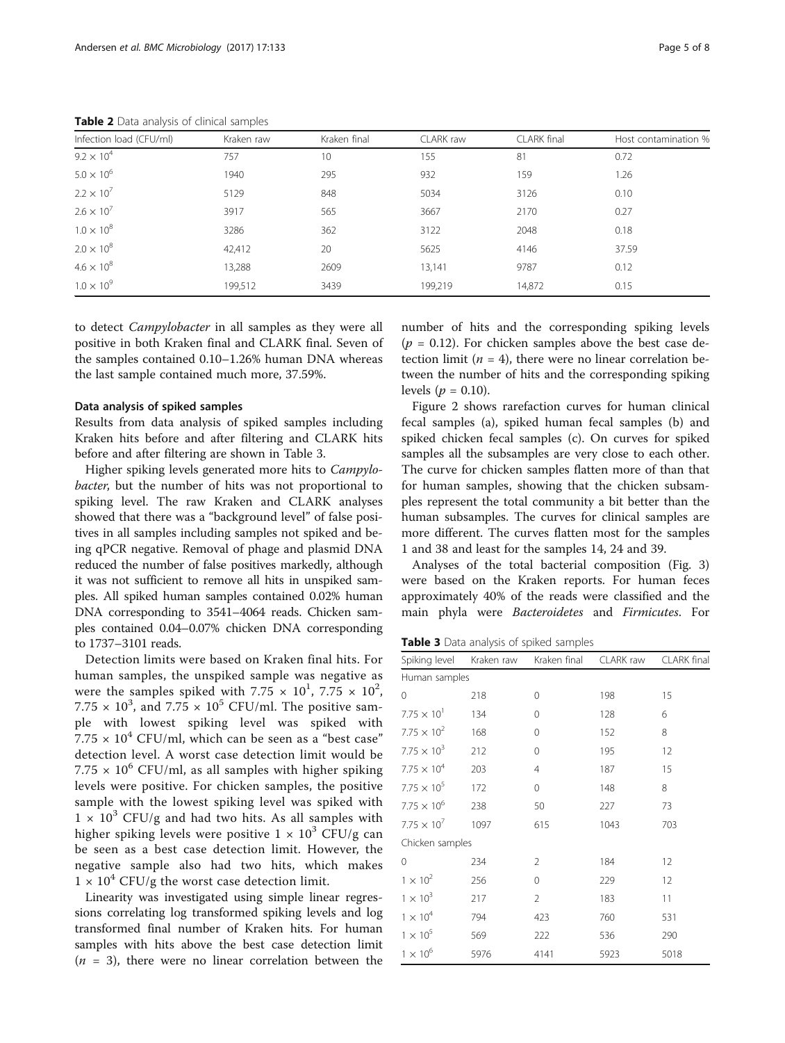**Table 2** Data analysis of clinical samples

| Infection load (CFU/ml) | Kraken raw | Kraken final | CLARK raw | CLARK final | Host contamination % |
|---|---|---|---|---|---|
| $9.2 \times 10^4$ | 757 | 10 | 155 | 81 | 0.72 |
| $5.0 \times 10^6$ | 1940 | 295 | 932 | 159 | 1.26 |
| $2.2 \times 10^7$ | 5129 | 848 | 5034 | 3126 | 0.10 |
| $2.6 \times 10^7$ | 3917 | 565 | 3667 | 2170 | 0.27 |
| $1.0 \times 10^8$ | 3286 | 362 | 3122 | 2048 | 0.18 |
| $2.0 \times 10^8$ | 42,412 | 20 | 5625 | 4146 | 37.59 |
| $4.6 \times 10^8$ | 13,288 | 2609 | 13,141 | 9787 | 0.12 |
| $1.0 \times 10^9$ | 199,512 | 3439 | 199,219 | 14,872 | 0.15 |

to detect *Campylobacter* in all samples as they were all positive in both Kraken final and CLARK final. Seven of the samples contained 0.10–1.26% human DNA whereas the last sample contained much more, 37.59%.

### Data analysis of spiked samples

Results from data analysis of spiked samples including Kraken hits before and after filtering and CLARK hits before and after filtering are shown in Table 3.

Higher spiking levels generated more hits to *Campylobacter*, but the number of hits was not proportional to spiking level. The raw Kraken and CLARK analyses showed that there was a "background level" of false positives in all samples including samples not spiked and being qPCR negative. Removal of phage and plasmid DNA reduced the number of false positives markedly, although it was not sufficient to remove all hits in unspiked samples. All spiked human samples contained 0.02% human DNA corresponding to 3541–4064 reads. Chicken samples contained 0.04–0.07% chicken DNA corresponding to 1737–3101 reads.

Detection limits were based on Kraken final hits. For human samples, the unspiked sample was negative as were the samples spiked with $7.75 \times 10^1$, $7.75 \times 10^2$, $7.75 \times 10^3$, and $7.75 \times 10^5$ CFU/ml. The positive sample with lowest spiking level was spiked with $7.75 \times 10^4$ CFU/ml, which can be seen as a "best case" detection level. A worst case detection limit would be $7.75 \times 10^6$ CFU/ml, as all samples with higher spiking levels were positive. For chicken samples, the positive sample with the lowest spiking level was spiked with $1 \times 10^3$ CFU/g and had two hits. As all samples with higher spiking levels were positive $1 \times 10^3$ CFU/g can be seen as a best case detection limit. However, the negative sample also had two hits, which makes $1 \times 10^4$ CFU/g the worst case detection limit.

Linearity was investigated using simple linear regressions correlating log transformed spiking levels and log transformed final number of Kraken hits. For human samples with hits above the best case detection limit ($n = 3$), there were no linear correlation between the number of hits and the corresponding spiking levels ($p = 0.12$). For chicken samples above the best case detection limit ($n = 4$), there were no linear correlation between the number of hits and the corresponding spiking levels ($p = 0.10$).

Figure 2 shows rarefaction curves for human clinical fecal samples (a), spiked human fecal samples (b) and spiked chicken fecal samples (c). On curves for spiked samples all the subsamples are very close to each other. The curve for chicken samples flatten more of than that for human samples, showing that the chicken subsamples represent the total community a bit better than the human subsamples. The curves for clinical samples are more different. The curves flatten most for the samples 1 and 38 and least for the samples 14, 24 and 39.

Analyses of the total bacterial composition (Fig. 3) were based on the Kraken reports. For human feces approximately 40% of the reads were classified and the main phyla were *Bacteroidetes* and *Firmicutes*. For

**Table 3** Data analysis of spiked samples

| Spiking level | Kraken raw | Kraken final | CLARK raw | CLARK final |
|---|---|---|---|---|
| Human samples | | | | |
| 0 | 218 | 0 | 198 | 15 |
| $7.75 \times 10^1$ | 134 | 0 | 128 | 6 |
| $7.75 \times 10^2$ | 168 | 0 | 152 | 8 |
| $7.75 \times 10^3$ | 212 | 0 | 195 | 12 |
| $7.75 \times 10^4$ | 203 | 4 | 187 | 15 |
| $7.75 \times 10^5$ | 172 | 0 | 148 | 8 |
| $7.75 \times 10^6$ | 238 | 50 | 227 | 73 |
| $7.75 \times 10^7$ | 1097 | 615 | 1043 | 703 |
| Chicken samples | | | | |
| 0 | 234 | 2 | 184 | 12 |
| $1 \times 10^2$ | 256 | 0 | 229 | 12 |
| $1 \times 10^3$ | 217 | 2 | 183 | 11 |
| $1 \times 10^4$ | 794 | 423 | 760 | 531 |
| $1 \times 10^5$ | 569 | 222 | 536 | 290 |
| $1 \times 10^6$ | 5976 | 4141 | 5923 | 5018 |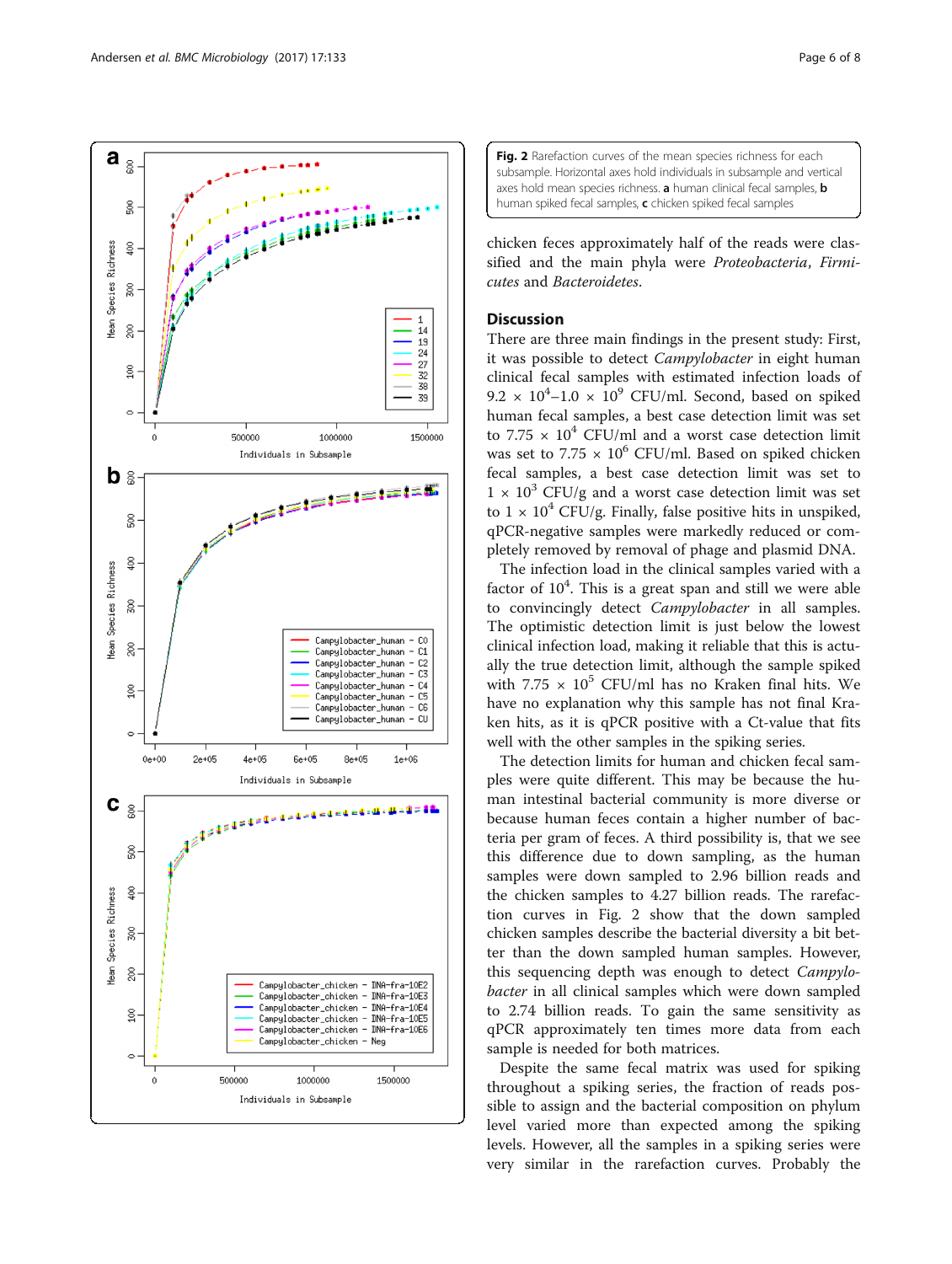**Fig. 2** Rarefaction curves of the mean species richness for each subsample. Horizontal axes hold individuals in subsample and vertical axes hold mean species richness. **a** human clinical fecal samples, **b** human spiked fecal samples, **c** chicken spiked fecal samples

chicken feces approximately half of the reads were classified and the main phyla were *Proteobacteria*, *Firmicutes* and *Bacteroidetes*.

## Discussion

There are three main findings in the present study: First, it was possible to detect *Campylobacter* in eight human clinical fecal samples with estimated infection loads of $9.2 \times 10^4$–$1.0 \times 10^9$ CFU/ml. Second, based on spiked human fecal samples, a best case detection limit was set to $7.75 \times 10^4$ CFU/ml and a worst case detection limit was set to $7.75 \times 10^6$ CFU/ml. Based on spiked chicken fecal samples, a best case detection limit was set to $1 \times 10^3$ CFU/g and a worst case detection limit was set to $1 \times 10^4$ CFU/g. Finally, false positive hits in unspiked, qPCR-negative samples were markedly reduced or completely removed by removal of phage and plasmid DNA.

The infection load in the clinical samples varied with a factor of $10^4$. This is a great span and still we were able to convincingly detect *Campylobacter* in all samples. The optimistic detection limit is just below the lowest clinical infection load, making it reliable that this is actually the true detection limit, although the sample spiked with $7.75 \times 10^5$ CFU/ml has no Kraken final hits. We have no explanation why this sample has not final Kraken hits, as it is qPCR positive with a Ct-value that fits well with the other samples in the spiking series.

The detection limits for human and chicken fecal samples were quite different. This may be because the human intestinal bacterial community is more diverse or because human feces contain a higher number of bacteria per gram of feces. A third possibility is, that we see this difference due to down sampling, as the human samples were down sampled to 2.96 billion reads and the chicken samples to 4.27 billion reads. The rarefaction curves in Fig. 2 show that the down sampled chicken samples describe the bacterial diversity a bit better than the down sampled human samples. However, this sequencing depth was enough to detect *Campylobacter* in all clinical samples which were down sampled to 2.74 billion reads. To gain the same sensitivity as qPCR approximately ten times more data from each sample is needed for both matrices.

Despite the same fecal matrix was used for spiking throughout a spiking series, the fraction of reads possible to assign and the bacterial composition on phylum level varied more than expected among the spiking levels. However, all the samples in a spiking series were very similar in the rarefaction curves. Probably the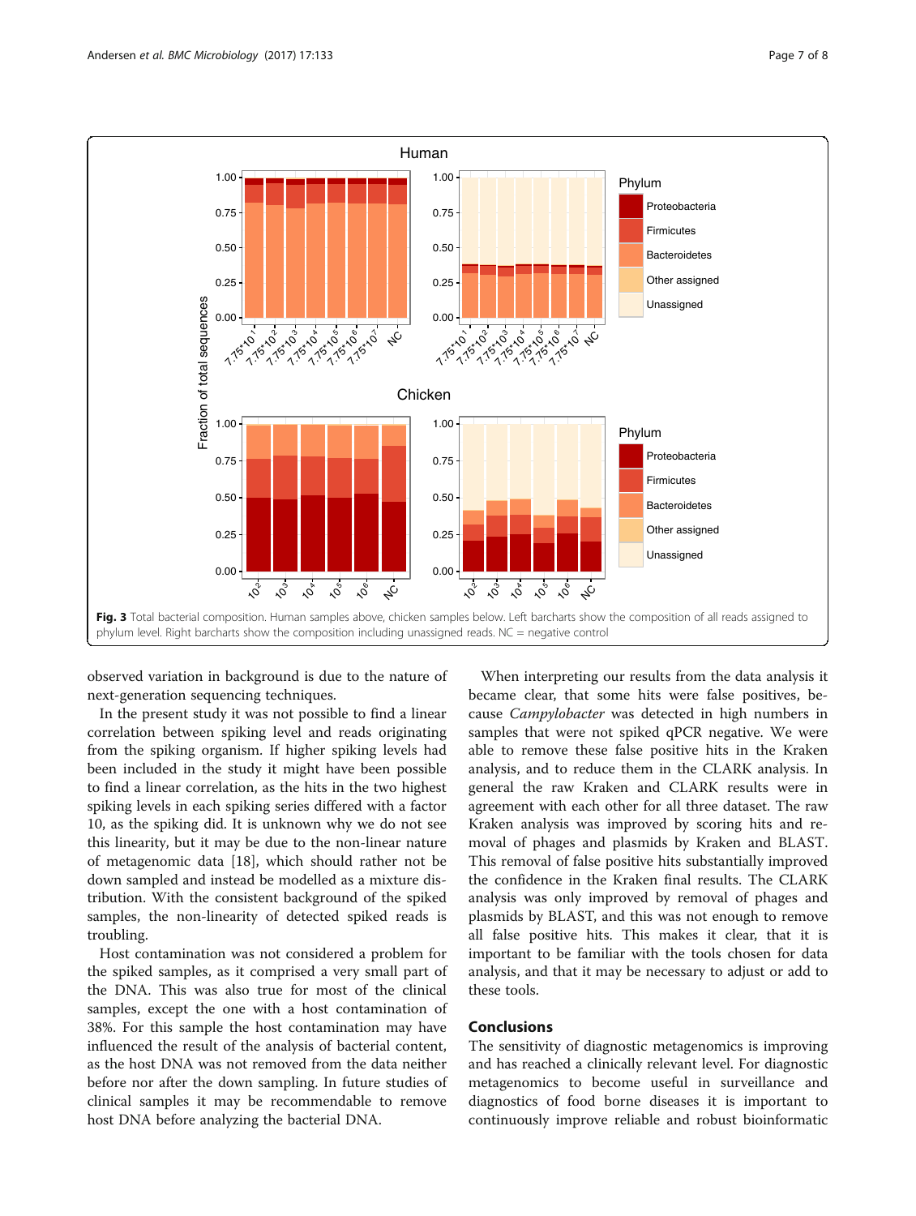Fig. 3 Total bacterial composition. Human samples above, chicken samples below. Left barcharts show the composition of all reads assigned to phylum level. Right barcharts show the composition including unassigned reads. NC = negative control

observed variation in background is due to the nature of next-generation sequencing techniques.

In the present study it was not possible to find a linear correlation between spiking level and reads originating from the spiking organism. If higher spiking levels had been included in the study it might have been possible to find a linear correlation, as the hits in the two highest spiking levels in each spiking series differed with a factor 10, as the spiking did. It is unknown why we do not see this linearity, but it may be due to the non-linear nature of metagenomic data [18], which should rather not be down sampled and instead be modelled as a mixture distribution. With the consistent background of the spiked samples, the non-linearity of detected spiked reads is troubling.

Host contamination was not considered a problem for the spiked samples, as it comprised a very small part of the DNA. This was also true for most of the clinical samples, except the one with a host contamination of 38%. For this sample the host contamination may have influenced the result of the analysis of bacterial content, as the host DNA was not removed from the data neither before nor after the down sampling. In future studies of clinical samples it may be recommendable to remove host DNA before analyzing the bacterial DNA.

When interpreting our results from the data analysis it became clear, that some hits were false positives, because *Campylobacter* was detected in high numbers in samples that were not spiked qPCR negative. We were able to remove these false positive hits in the Kraken analysis, and to reduce them in the CLARK analysis. In general the raw Kraken and CLARK results were in agreement with each other for all three dataset. The raw Kraken analysis was improved by scoring hits and removal of phages and plasmids by Kraken and BLAST. This removal of false positive hits substantially improved the confidence in the Kraken final results. The CLARK analysis was only improved by removal of phages and plasmids by BLAST, and this was not enough to remove all false positive hits. This makes it clear, that it is important to be familiar with the tools chosen for data analysis, and that it may be necessary to adjust or add to these tools.

## Conclusions

The sensitivity of diagnostic metagenomics is improving and has reached a clinically relevant level. For diagnostic metagenomics to become useful in surveillance and diagnostics of food borne diseases it is important to continuously improve reliable and robust bioinformatic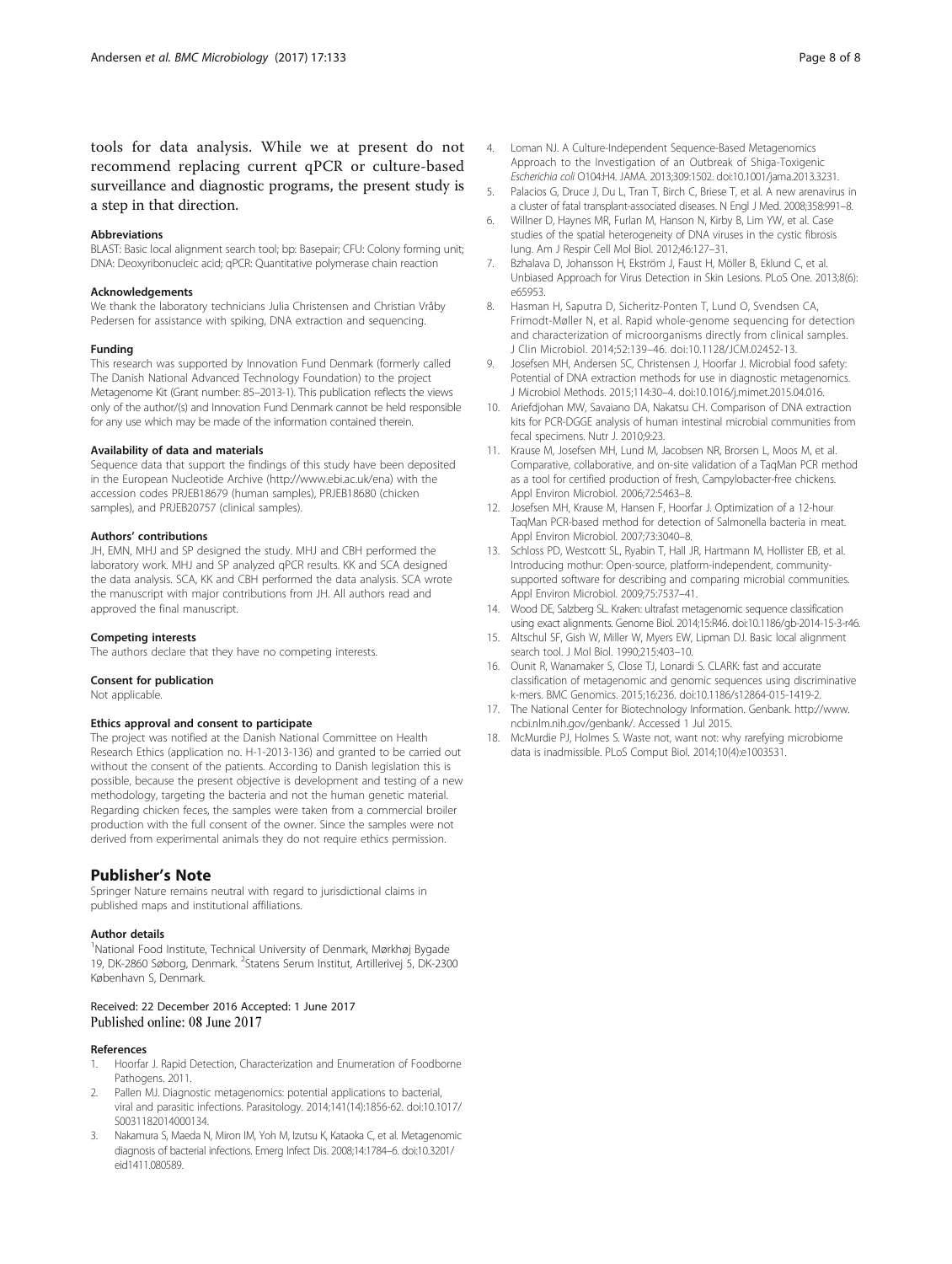tools for data analysis. While we at present do not recommend replacing current qPCR or culture-based surveillance and diagnostic programs, the present study is a step in that direction.

#### Abbreviations

BLAST: Basic local alignment search tool; bp: Basepair; CFU: Colony forming unit; DNA: Deoxyribonucleic acid; qPCR: Quantitative polymerase chain reaction

#### Acknowledgements

We thank the laboratory technicians Julia Christensen and Christian Vråby Pedersen for assistance with spiking, DNA extraction and sequencing.

#### Funding

This research was supported by Innovation Fund Denmark (formerly called The Danish National Advanced Technology Foundation) to the project Metagenome Kit (Grant number: 85–2013-1). This publication reflects the views only of the author/(s) and Innovation Fund Denmark cannot be held responsible for any use which may be made of the information contained therein.

#### Availability of data and materials

Sequence data that support the findings of this study have been deposited in the European Nucleotide Archive (http://www.ebi.ac.uk/ena) with the accession codes PRJEB18679 (human samples), PRJEB18680 (chicken samples), and PRJEB20757 (clinical samples).

#### Authors' contributions

JH, EMN, MHJ and SP designed the study. MHJ and CBH performed the laboratory work. MHJ and SP analyzed qPCR results. KK and SCA designed the data analysis. SCA, KK and CBH performed the data analysis. SCA wrote the manuscript with major contributions from JH. All authors read and approved the final manuscript.

#### Competing interests

The authors declare that they have no competing interests.

#### Consent for publication

Not applicable.

#### Ethics approval and consent to participate

The project was notified at the Danish National Committee on Health Research Ethics (application no. H-1-2013-136) and granted to be carried out without the consent of the patients. According to Danish legislation this is possible, because the present objective is development and testing of a new methodology, targeting the bacteria and not the human genetic material. Regarding chicken feces, the samples were taken from a commercial broiler production with the full consent of the owner. Since the samples were not derived from experimental animals they do not require ethics permission.

## Publisher's Note

Springer Nature remains neutral with regard to jurisdictional claims in published maps and institutional affiliations.

#### Author details

[1]National Food Institute, Technical University of Denmark, Mørkhøj Bygade 19, DK-2860 Søborg, Denmark. [2]Statens Serum Institut, Artillerivej 5, DK-2300 København S, Denmark.

Received: 22 December 2016 Accepted: 1 June 2017
Published online: 08 June 2017

#### References

1. Hoorfar J. Rapid Detection, Characterization and Enumeration of Foodborne Pathogens. 2011.
2. Pallen MJ. Diagnostic metagenomics: potential applications to bacterial, viral and parasitic infections. Parasitology. 2014;141(14):1856-62. doi:10.1017/S0031182014000134.
3. Nakamura S, Maeda N, Miron IM, Yoh M, Izutsu K, Kataoka C, et al. Metagenomic diagnosis of bacterial infections. Emerg Infect Dis. 2008;14:1784–6. doi:10.3201/eid1411.080589.
4. Loman NJ. A Culture-Independent Sequence-Based Metagenomics Approach to the Investigation of an Outbreak of Shiga-Toxigenic *Escherichia coli* O104:H4. JAMA. 2013;309:1502. doi:10.1001/jama.2013.3231.
5. Palacios G, Druce J, Du L, Tran T, Birch C, Briese T, et al. A new arenavirus in a cluster of fatal transplant-associated diseases. N Engl J Med. 2008;358:991–8.
6. Willner D, Haynes MR, Furlan M, Hanson N, Kirby B, Lim YW, et al. Case studies of the spatial heterogeneity of DNA viruses in the cystic fibrosis lung. Am J Respir Cell Mol Biol. 2012;46:127–31.
7. Bzhalava D, Johansson H, Ekström J, Faust H, Möller B, Eklund C, et al. Unbiased Approach for Virus Detection in Skin Lesions. PLoS One. 2013;8(6):e65953.
8. Hasman H, Saputra D, Sicheritz-Ponten T, Lund O, Svendsen CA, Frimodt-Møller N, et al. Rapid whole-genome sequencing for detection and characterization of microorganisms directly from clinical samples. J Clin Microbiol. 2014;52:139–46. doi:10.1128/JCM.02452-13.
9. Josefsen MH, Andersen SC, Christensen J, Hoorfar J. Microbial food safety: Potential of DNA extraction methods for use in diagnostic metagenomics. J Microbiol Methods. 2015;114:30–4. doi:10.1016/j.mimet.2015.04.016.
10. Ariefdjohan MW, Savaiano DA, Nakatsu CH. Comparison of DNA extraction kits for PCR-DGGE analysis of human intestinal microbial communities from fecal specimens. Nutr J. 2010;9:23.
11. Krause M, Josefsen MH, Lund M, Jacobsen NR, Brorsen L, Moos M, et al. Comparative, collaborative, and on-site validation of a TaqMan PCR method as a tool for certified production of fresh, Campylobacter-free chickens. Appl Environ Microbiol. 2006;72:5463–8.
12. Josefsen MH, Krause M, Hansen F, Hoorfar J. Optimization of a 12-hour TaqMan PCR-based method for detection of Salmonella bacteria in meat. Appl Environ Microbiol. 2007;73:3040–8.
13. Schloss PD, Westcott SL, Ryabin T, Hall JR, Hartmann M, Hollister EB, et al. Introducing mothur: Open-source, platform-independent, community-supported software for describing and comparing microbial communities. Appl Environ Microbiol. 2009;75:7537–41.
14. Wood DE, Salzberg SL. Kraken: ultrafast metagenomic sequence classification using exact alignments. Genome Biol. 2014;15:R46. doi:10.1186/gb-2014-15-3-r46.
15. Altschul SF, Gish W, Miller W, Myers EW, Lipman DJ. Basic local alignment search tool. J Mol Biol. 1990;215:403–10.
16. Ounit R, Wanamaker S, Close TJ, Lonardi S. CLARK: fast and accurate classification of metagenomic and genomic sequences using discriminative k-mers. BMC Genomics. 2015;16:236. doi:10.1186/s12864-015-1419-2.
17. The National Center for Biotechnology Information. Genbank. http://www.ncbi.nlm.nih.gov/genbank/. Accessed 1 Jul 2015.
18. McMurdie PJ, Holmes S. Waste not, want not: why rarefying microbiome data is inadmissible. PLoS Comput Biol. 2014;10(4):e1003531.